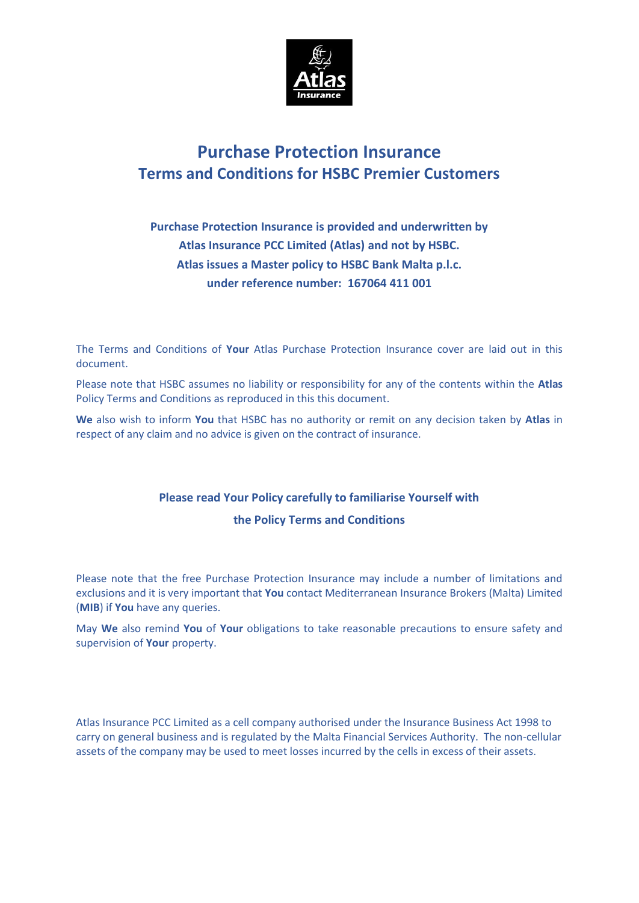# Purchase Protection Insurance
## Terms and Conditions for HSBC Premier Customers

**Purchase Protection Insurance is provided and underwritten by Atlas Insurance PCC Limited (Atlas) and not by HSBC. Atlas issues a Master policy to HSBC Bank Malta p.l.c. under reference number: 167064 411 001**

The Terms and Conditions of **Your** Atlas Purchase Protection Insurance cover are laid out in this document.

Please note that HSBC assumes no liability or responsibility for any of the contents within the **Atlas** Policy Terms and Conditions as reproduced in this this document.

**We** also wish to inform **You** that HSBC has no authority or remit on any decision taken by **Atlas** in respect of any claim and no advice is given on the contract of insurance.

**Please read Your Policy carefully to familiarise Yourself with the Policy Terms and Conditions**

Please note that the free Purchase Protection Insurance may include a number of limitations and exclusions and it is very important that **You** contact Mediterranean Insurance Brokers (Malta) Limited (**MIB**) if **You** have any queries.

May **We** also remind **You** of **Your** obligations to take reasonable precautions to ensure safety and supervision of **Your** property.

Atlas Insurance PCC Limited as a cell company authorised under the Insurance Business Act 1998 to carry on general business and is regulated by the Malta Financial Services Authority. The non-cellular assets of the company may be used to meet losses incurred by the cells in excess of their assets.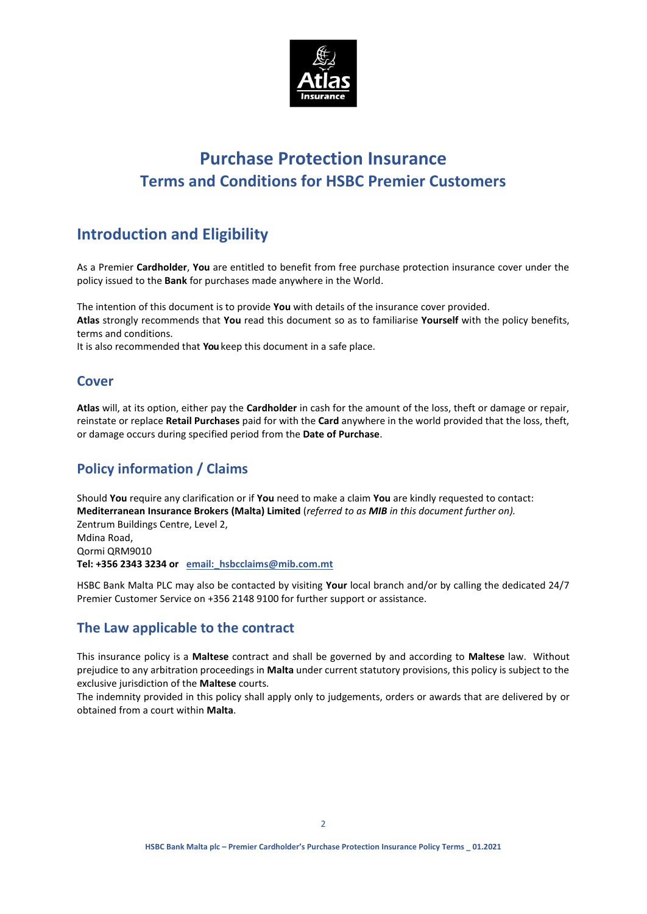# Purchase Protection Insurance
# Terms and Conditions for HSBC Premier Customers

## Introduction and Eligibility

As a Premier **Cardholder**, **You** are entitled to benefit from free purchase protection insurance cover under the policy issued to the **Bank** for purchases made anywhere in the World.

The intention of this document is to provide **You** with details of the insurance cover provided.
**Atlas** strongly recommends that **You** read this document so as to familiarise **Yourself** with the policy benefits, terms and conditions.
It is also recommended that **You** keep this document in a safe place.

### Cover

**Atlas** will, at its option, either pay the **Cardholder** in cash for the amount of the loss, theft or damage or repair, reinstate or replace **Retail Purchases** paid for with the **Card** anywhere in the world provided that the loss, theft, or damage occurs during specified period from the **Date of Purchase**.

## Policy information / Claims

Should **You** require any clarification or if **You** need to make a claim **You** are kindly requested to contact:
**Mediterranean Insurance Brokers (Malta) Limited** (*referred to as **MIB** in this document further on).*
Zentrum Buildings Centre, Level 2,
Mdina Road,
Qormi QRM9010
**Tel: +356 2343 3234 or** email:_hsbcclaims@mib.com.mt

HSBC Bank Malta PLC may also be contacted by visiting **Your** local branch and/or by calling the dedicated 24/7 Premier Customer Service on +356 2148 9100 for further support or assistance.

## The Law applicable to the contract

This insurance policy is a **Maltese** contract and shall be governed by and according to **Maltese** law. Without prejudice to any arbitration proceedings in **Malta** under current statutory provisions, this policy is subject to the exclusive jurisdiction of the **Maltese** courts.
The indemnity provided in this policy shall apply only to judgements, orders or awards that are delivered by or obtained from a court within **Malta**.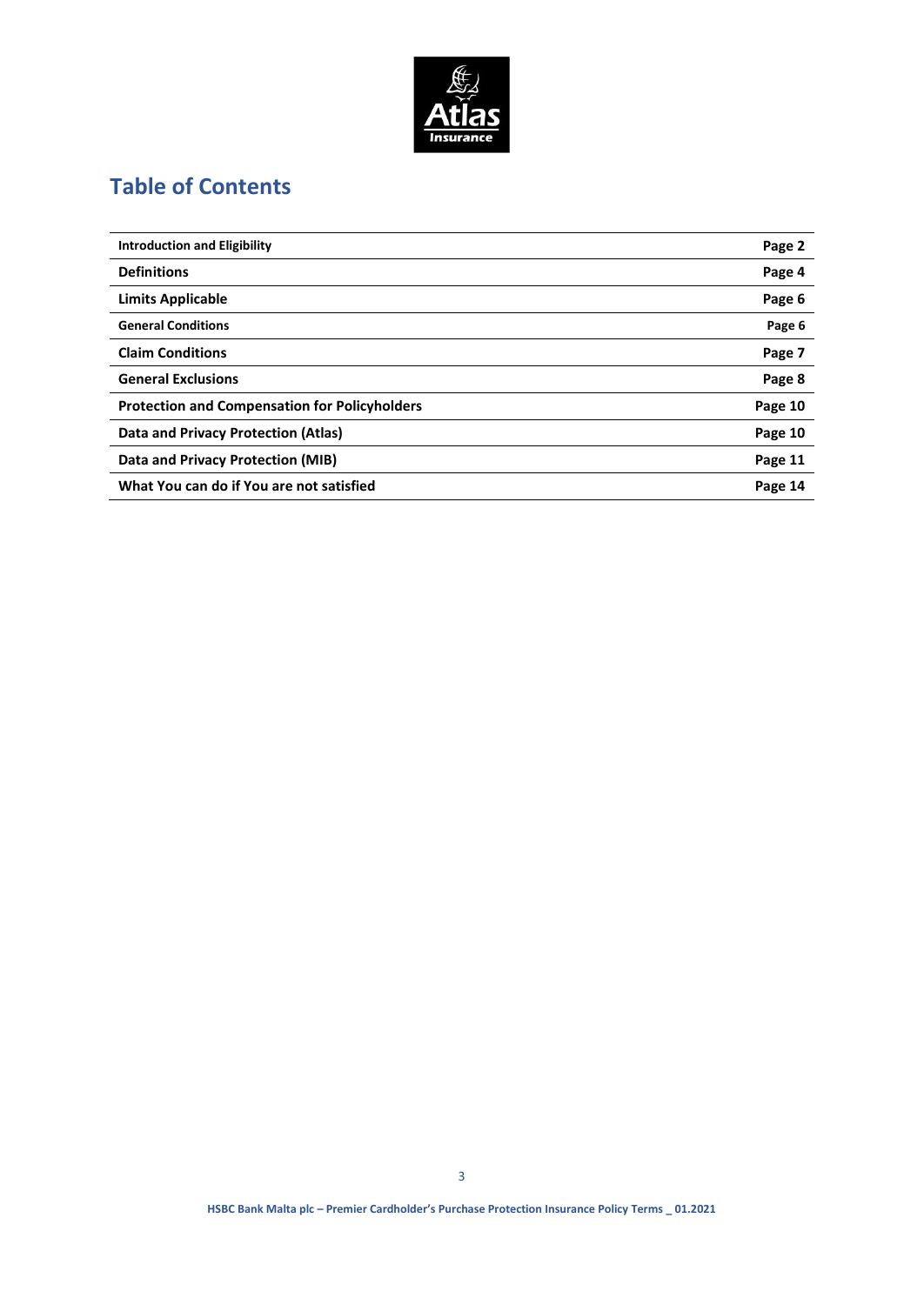## Table of Contents

| | |
|---|---|
| **Introduction and Eligibility** | **Page 2** |
| **Definitions** | **Page 4** |
| **Limits Applicable** | **Page 6** |
| **General Conditions** | **Page 6** |
| **Claim Conditions** | **Page 7** |
| **General Exclusions** | **Page 8** |
| **Protection and Compensation for Policyholders** | **Page 10** |
| **Data and Privacy Protection (Atlas)** | **Page 10** |
| **Data and Privacy Protection (MIB)** | **Page 11** |
| **What You can do if You are not satisfied** | **Page 14** |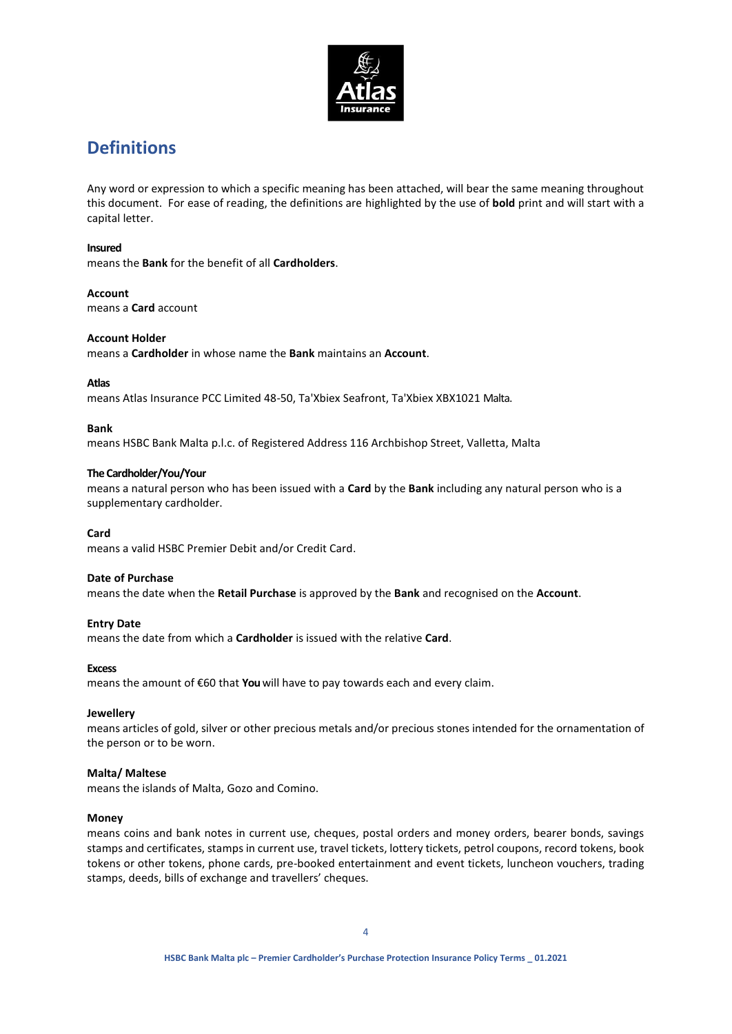## Definitions

Any word or expression to which a specific meaning has been attached, will bear the same meaning throughout this document. For ease of reading, the definitions are highlighted by the use of **bold** print and will start with a capital letter.

**Insured**
means the **Bank** for the benefit of all **Cardholders**.

**Account**
means a **Card** account

**Account Holder**
means a **Cardholder** in whose name the **Bank** maintains an **Account**.

**Atlas**
means Atlas Insurance PCC Limited 48-50, Ta'Xbiex Seafront, Ta'Xbiex XBX1021 Malta.

**Bank**
means HSBC Bank Malta p.l.c. of Registered Address 116 Archbishop Street, Valletta, Malta

**The Cardholder/You/Your**
means a natural person who has been issued with a **Card** by the **Bank** including any natural person who is a supplementary cardholder.

**Card**
means a valid HSBC Premier Debit and/or Credit Card.

**Date of Purchase**
means the date when the **Retail Purchase** is approved by the **Bank** and recognised on the **Account**.

**Entry Date**
means the date from which a **Cardholder** is issued with the relative **Card**.

**Excess**
means the amount of €60 that **You** will have to pay towards each and every claim.

**Jewellery**
means articles of gold, silver or other precious metals and/or precious stones intended for the ornamentation of the person or to be worn.

**Malta/ Maltese**
means the islands of Malta, Gozo and Comino.

**Money**
means coins and bank notes in current use, cheques, postal orders and money orders, bearer bonds, savings stamps and certificates, stamps in current use, travel tickets, lottery tickets, petrol coupons, record tokens, book tokens or other tokens, phone cards, pre-booked entertainment and event tickets, luncheon vouchers, trading stamps, deeds, bills of exchange and travellers' cheques.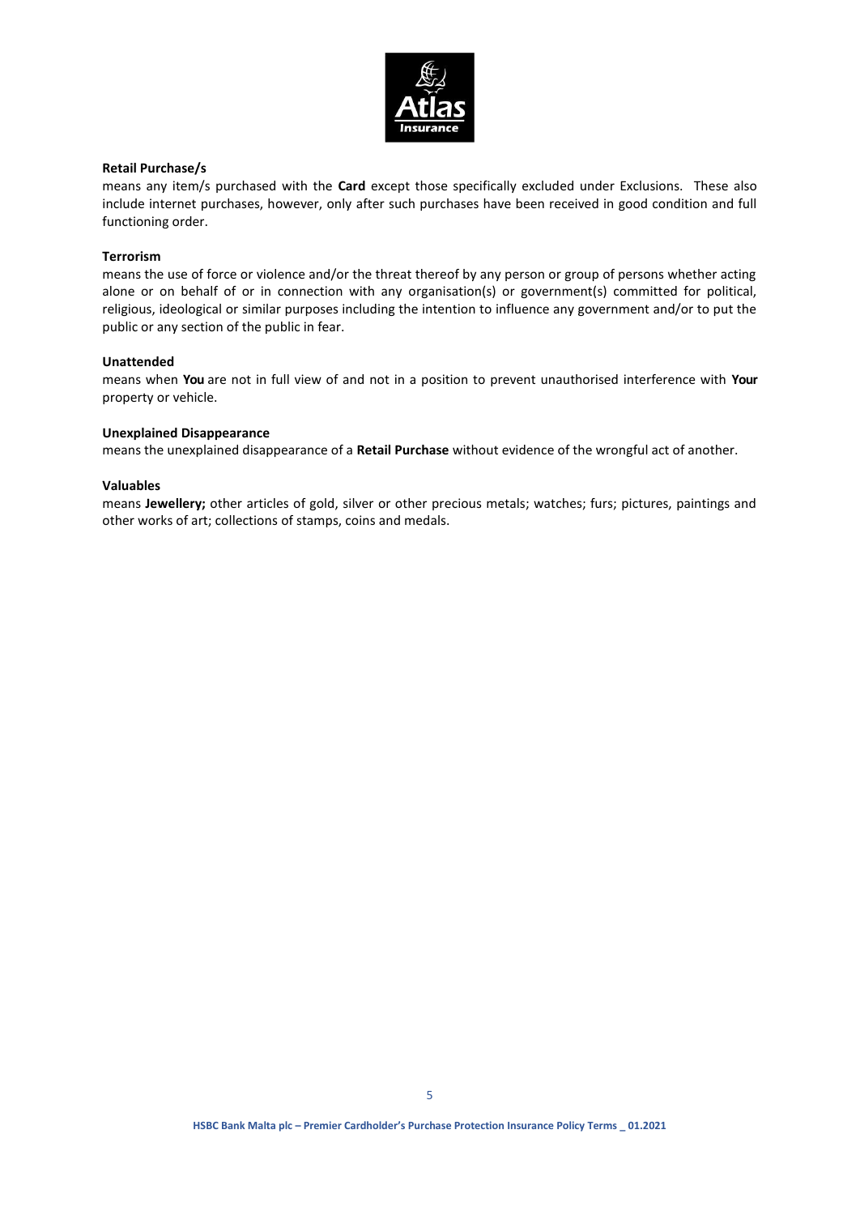**Retail Purchase/s**

means any item/s purchased with the **Card** except those specifically excluded under Exclusions. These also include internet purchases, however, only after such purchases have been received in good condition and full functioning order.

**Terrorism**

means the use of force or violence and/or the threat thereof by any person or group of persons whether acting alone or on behalf of or in connection with any organisation(s) or government(s) committed for political, religious, ideological or similar purposes including the intention to influence any government and/or to put the public or any section of the public in fear.

**Unattended**

means when **You** are not in full view of and not in a position to prevent unauthorised interference with **Your** property or vehicle.

**Unexplained Disappearance**

means the unexplained disappearance of a **Retail Purchase** without evidence of the wrongful act of another.

**Valuables**

means **Jewellery;** other articles of gold, silver or other precious metals; watches; furs; pictures, paintings and other works of art; collections of stamps, coins and medals.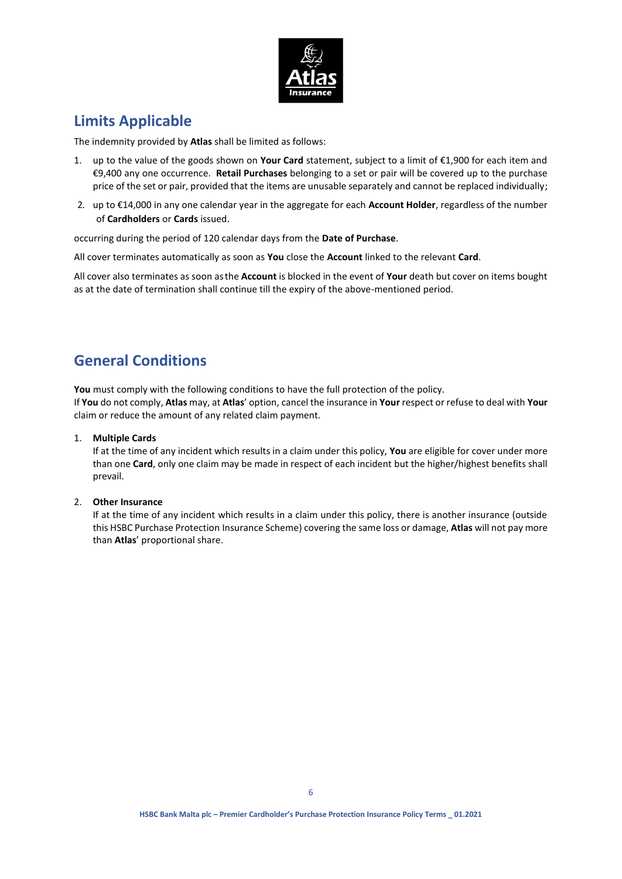## Limits Applicable

The indemnity provided by **Atlas** shall be limited as follows:

1. up to the value of the goods shown on **Your Card** statement, subject to a limit of €1,900 for each item and €9,400 any one occurrence. **Retail Purchases** belonging to a set or pair will be covered up to the purchase price of the set or pair, provided that the items are unusable separately and cannot be replaced individually;
2. up to €14,000 in any one calendar year in the aggregate for each **Account Holder**, regardless of the number of **Cardholders** or **Cards** issued.

occurring during the period of 120 calendar days from the **Date of Purchase**.

All cover terminates automatically as soon as **You** close the **Account** linked to the relevant **Card**.

All cover also terminates as soon as the **Account** is blocked in the event of **Your** death but cover on items bought as at the date of termination shall continue till the expiry of the above-mentioned period.

## General Conditions

**You** must comply with the following conditions to have the full protection of the policy.
If **You** do not comply, **Atlas** may, at **Atlas**' option, cancel the insurance in **Your** respect or refuse to deal with **Your** claim or reduce the amount of any related claim payment.

1. **Multiple Cards**
   If at the time of any incident which results in a claim under this policy, **You** are eligible for cover under more than one **Card**, only one claim may be made in respect of each incident but the higher/highest benefits shall prevail.

2. **Other Insurance**
   If at the time of any incident which results in a claim under this policy, there is another insurance (outside this HSBC Purchase Protection Insurance Scheme) covering the same loss or damage, **Atlas** will not pay more than **Atlas**' proportional share.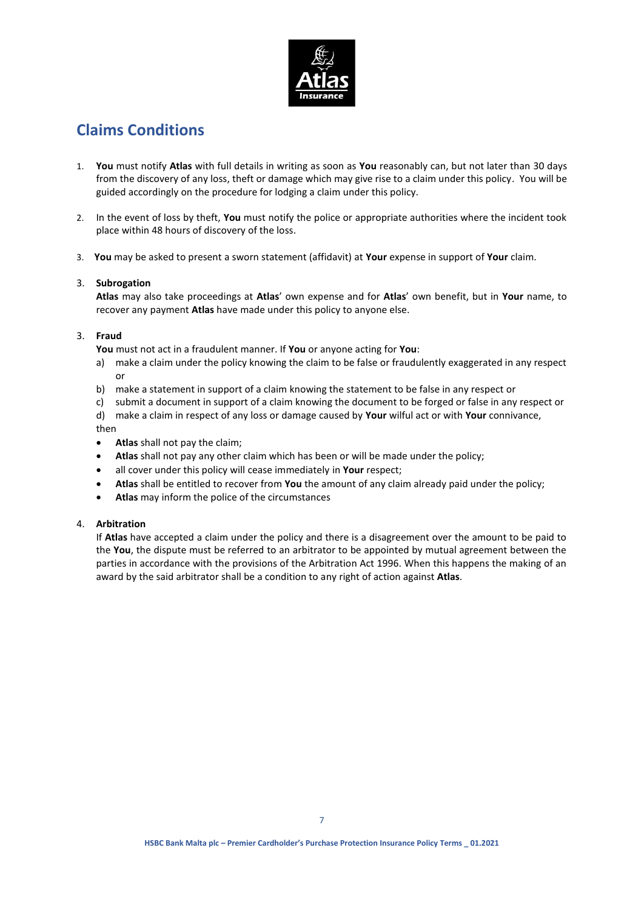## Claims Conditions

1. **You** must notify **Atlas** with full details in writing as soon as **You** reasonably can, but not later than 30 days from the discovery of any loss, theft or damage which may give rise to a claim under this policy. You will be guided accordingly on the procedure for lodging a claim under this policy.

2. In the event of loss by theft, **You** must notify the police or appropriate authorities where the incident took place within 48 hours of discovery of the loss.

3. **You** may be asked to present a sworn statement (affidavit) at **Your** expense in support of **Your** claim.

3. **Subrogation**
   **Atlas** may also take proceedings at **Atlas**' own expense and for **Atlas**' own benefit, but in **Your** name, to recover any payment **Atlas** have made under this policy to anyone else.

3. **Fraud**
   **You** must not act in a fraudulent manner. If **You** or anyone acting for **You**:
   a) make a claim under the policy knowing the claim to be false or fraudulently exaggerated in any respect or
   b) make a statement in support of a claim knowing the statement to be false in any respect or
   c) submit a document in support of a claim knowing the document to be forged or false in any respect or
   d) make a claim in respect of any loss or damage caused by **Your** wilful act or with **Your** connivance,

   then
   - **Atlas** shall not pay the claim;
   - **Atlas** shall not pay any other claim which has been or will be made under the policy;
   - all cover under this policy will cease immediately in **Your** respect;
   - **Atlas** shall be entitled to recover from **You** the amount of any claim already paid under the policy;
   - **Atlas** may inform the police of the circumstances

4. **Arbitration**
   If **Atlas** have accepted a claim under the policy and there is a disagreement over the amount to be paid to the **You**, the dispute must be referred to an arbitrator to be appointed by mutual agreement between the parties in accordance with the provisions of the Arbitration Act 1996. When this happens the making of an award by the said arbitrator shall be a condition to any right of action against **Atlas**.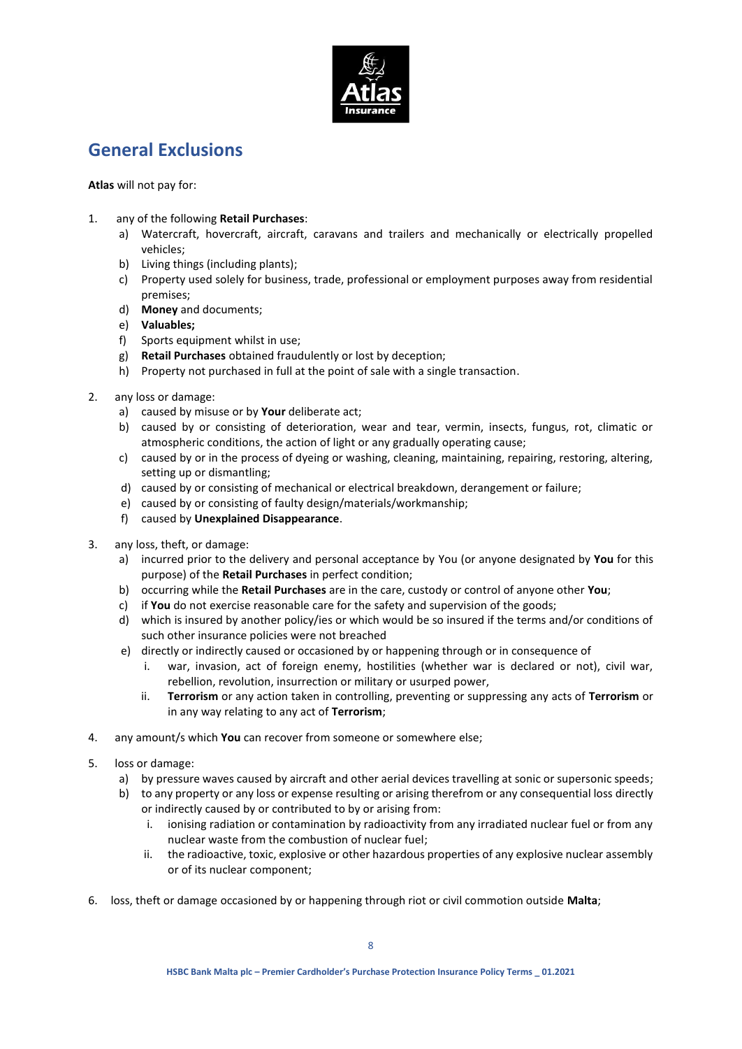## General Exclusions

**Atlas** will not pay for:

1. any of the following **Retail Purchases**:
   a) Watercraft, hovercraft, aircraft, caravans and trailers and mechanically or electrically propelled vehicles;
   b) Living things (including plants);
   c) Property used solely for business, trade, professional or employment purposes away from residential premises;
   d) **Money** and documents;
   e) **Valuables;**
   f) Sports equipment whilst in use;
   g) **Retail Purchases** obtained fraudulently or lost by deception;
   h) Property not purchased in full at the point of sale with a single transaction.

2. any loss or damage:
   a) caused by misuse or by **Your** deliberate act;
   b) caused by or consisting of deterioration, wear and tear, vermin, insects, fungus, rot, climatic or atmospheric conditions, the action of light or any gradually operating cause;
   c) caused by or in the process of dyeing or washing, cleaning, maintaining, repairing, restoring, altering, setting up or dismantling;
   d) caused by or consisting of mechanical or electrical breakdown, derangement or failure;
   e) caused by or consisting of faulty design/materials/workmanship;
   f) caused by **Unexplained Disappearance**.

3. any loss, theft, or damage:
   a) incurred prior to the delivery and personal acceptance by You (or anyone designated by **You** for this purpose) of the **Retail Purchases** in perfect condition;
   b) occurring while the **Retail Purchases** are in the care, custody or control of anyone other **You**;
   c) if **You** do not exercise reasonable care for the safety and supervision of the goods;
   d) which is insured by another policy/ies or which would be so insured if the terms and/or conditions of such other insurance policies were not breached
   e) directly or indirectly caused or occasioned by or happening through or in consequence of
      i. war, invasion, act of foreign enemy, hostilities (whether war is declared or not), civil war, rebellion, revolution, insurrection or military or usurped power,
      ii. **Terrorism** or any action taken in controlling, preventing or suppressing any acts of **Terrorism** or in any way relating to any act of **Terrorism**;

4. any amount/s which **You** can recover from someone or somewhere else;

5. loss or damage:
   a) by pressure waves caused by aircraft and other aerial devices travelling at sonic or supersonic speeds;
   b) to any property or any loss or expense resulting or arising therefrom or any consequential loss directly or indirectly caused by or contributed to by or arising from:
      i. ionising radiation or contamination by radioactivity from any irradiated nuclear fuel or from any nuclear waste from the combustion of nuclear fuel;
      ii. the radioactive, toxic, explosive or other hazardous properties of any explosive nuclear assembly or of its nuclear component;

6. loss, theft or damage occasioned by or happening through riot or civil commotion outside **Malta**;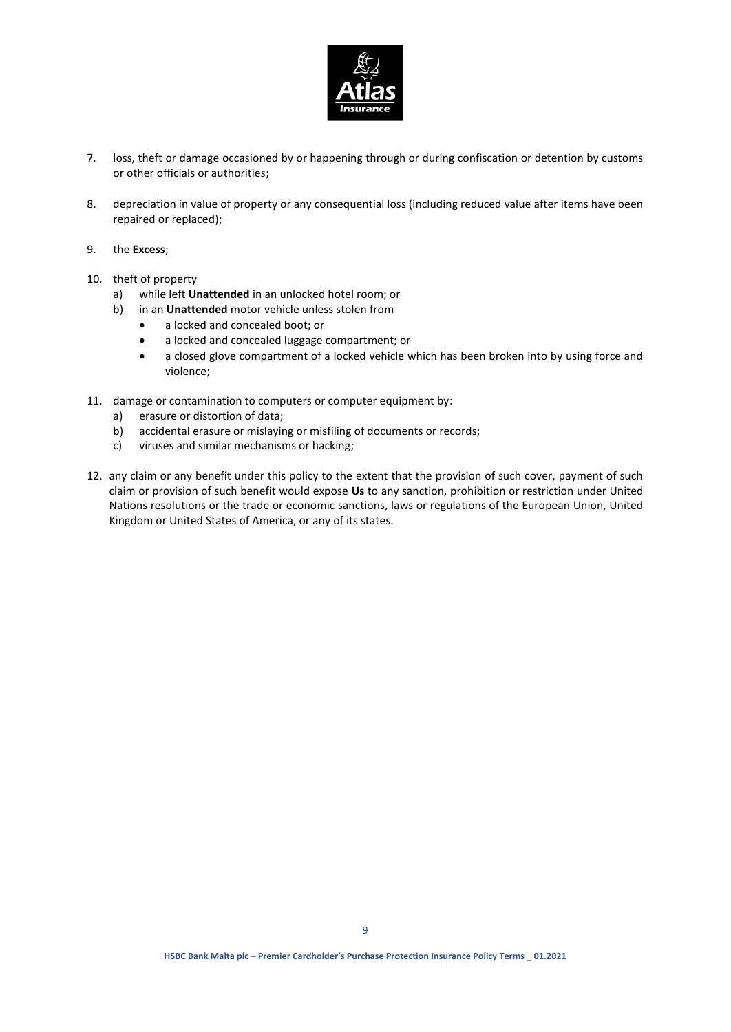7. loss, theft or damage occasioned by or happening through or during confiscation or detention by customs or other officials or authorities;

8. depreciation in value of property or any consequential loss (including reduced value after items have been repaired or replaced);

9. the **Excess**;

10. theft of property
    a) while left **Unattended** in an unlocked hotel room; or
    b) in an **Unattended** motor vehicle unless stolen from
       - a locked and concealed boot; or
       - a locked and concealed luggage compartment; or
       - a closed glove compartment of a locked vehicle which has been broken into by using force and violence;

11. damage or contamination to computers or computer equipment by:
    a) erasure or distortion of data;
    b) accidental erasure or mislaying or misfiling of documents or records;
    c) viruses and similar mechanisms or hacking;

12. any claim or any benefit under this policy to the extent that the provision of such cover, payment of such claim or provision of such benefit would expose **Us** to any sanction, prohibition or restriction under United Nations resolutions or the trade or economic sanctions, laws or regulations of the European Union, United Kingdom or United States of America, or any of its states.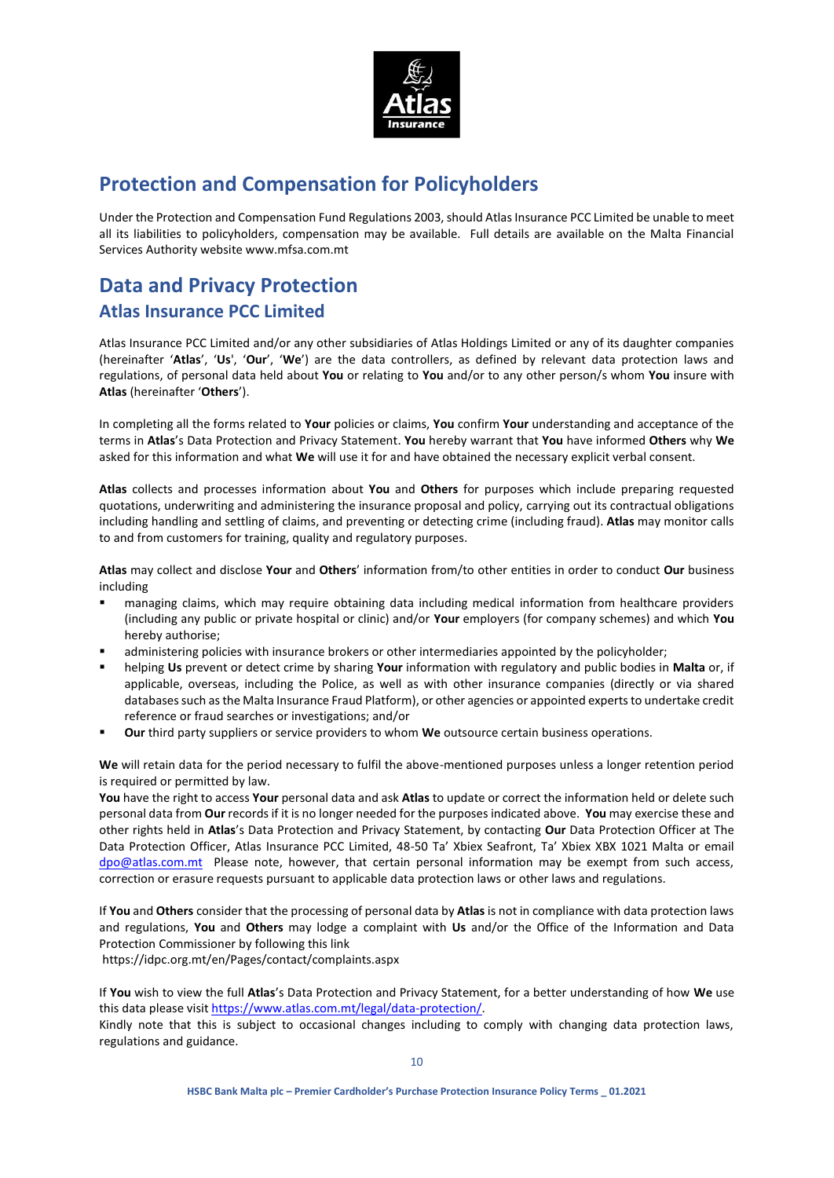## Protection and Compensation for Policyholders

Under the Protection and Compensation Fund Regulations 2003, should Atlas Insurance PCC Limited be unable to meet all its liabilities to policyholders, compensation may be available. Full details are available on the Malta Financial Services Authority website www.mfsa.com.mt

## Data and Privacy Protection

### Atlas Insurance PCC Limited

Atlas Insurance PCC Limited and/or any other subsidiaries of Atlas Holdings Limited or any of its daughter companies (hereinafter '**Atlas**', '**Us**', '**Our**', '**We**') are the data controllers, as defined by relevant data protection laws and regulations, of personal data held about **You** or relating to **You** and/or to any other person/s whom **You** insure with **Atlas** (hereinafter '**Others**').

In completing all the forms related to **Your** policies or claims, **You** confirm **Your** understanding and acceptance of the terms in **Atlas**'s Data Protection and Privacy Statement. **You** hereby warrant that **You** have informed **Others** why **We** asked for this information and what **We** will use it for and have obtained the necessary explicit verbal consent.

**Atlas** collects and processes information about **You** and **Others** for purposes which include preparing requested quotations, underwriting and administering the insurance proposal and policy, carrying out its contractual obligations including handling and settling of claims, and preventing or detecting crime (including fraud). **Atlas** may monitor calls to and from customers for training, quality and regulatory purposes.

**Atlas** may collect and disclose **Your** and **Others**' information from/to other entities in order to conduct **Our** business including

- managing claims, which may require obtaining data including medical information from healthcare providers (including any public or private hospital or clinic) and/or **Your** employers (for company schemes) and which **You** hereby authorise;
- administering policies with insurance brokers or other intermediaries appointed by the policyholder;
- helping **Us** prevent or detect crime by sharing **Your** information with regulatory and public bodies in **Malta** or, if applicable, overseas, including the Police, as well as with other insurance companies (directly or via shared databases such as the Malta Insurance Fraud Platform), or other agencies or appointed experts to undertake credit reference or fraud searches or investigations; and/or
- **Our** third party suppliers or service providers to whom **We** outsource certain business operations.

**We** will retain data for the period necessary to fulfil the above-mentioned purposes unless a longer retention period is required or permitted by law.

**You** have the right to access **Your** personal data and ask **Atlas** to update or correct the information held or delete such personal data from **Our** records if it is no longer needed for the purposes indicated above. **You** may exercise these and other rights held in **Atlas**'s Data Protection and Privacy Statement, by contacting **Our** Data Protection Officer at The Data Protection Officer, Atlas Insurance PCC Limited, 48-50 Ta' Xbiex Seafront, Ta' Xbiex XBX 1021 Malta or email dpo@atlas.com.mt Please note, however, that certain personal information may be exempt from such access, correction or erasure requests pursuant to applicable data protection laws or other laws and regulations.

If **You** and **Others** consider that the processing of personal data by **Atlas** is not in compliance with data protection laws and regulations, **You** and **Others** may lodge a complaint with **Us** and/or the Office of the Information and Data Protection Commissioner by following this link
https://idpc.org.mt/en/Pages/contact/complaints.aspx

If **You** wish to view the full **Atlas**'s Data Protection and Privacy Statement, for a better understanding of how **We** use this data please visit https://www.atlas.com.mt/legal/data-protection/.
Kindly note that this is subject to occasional changes including to comply with changing data protection laws, regulations and guidance.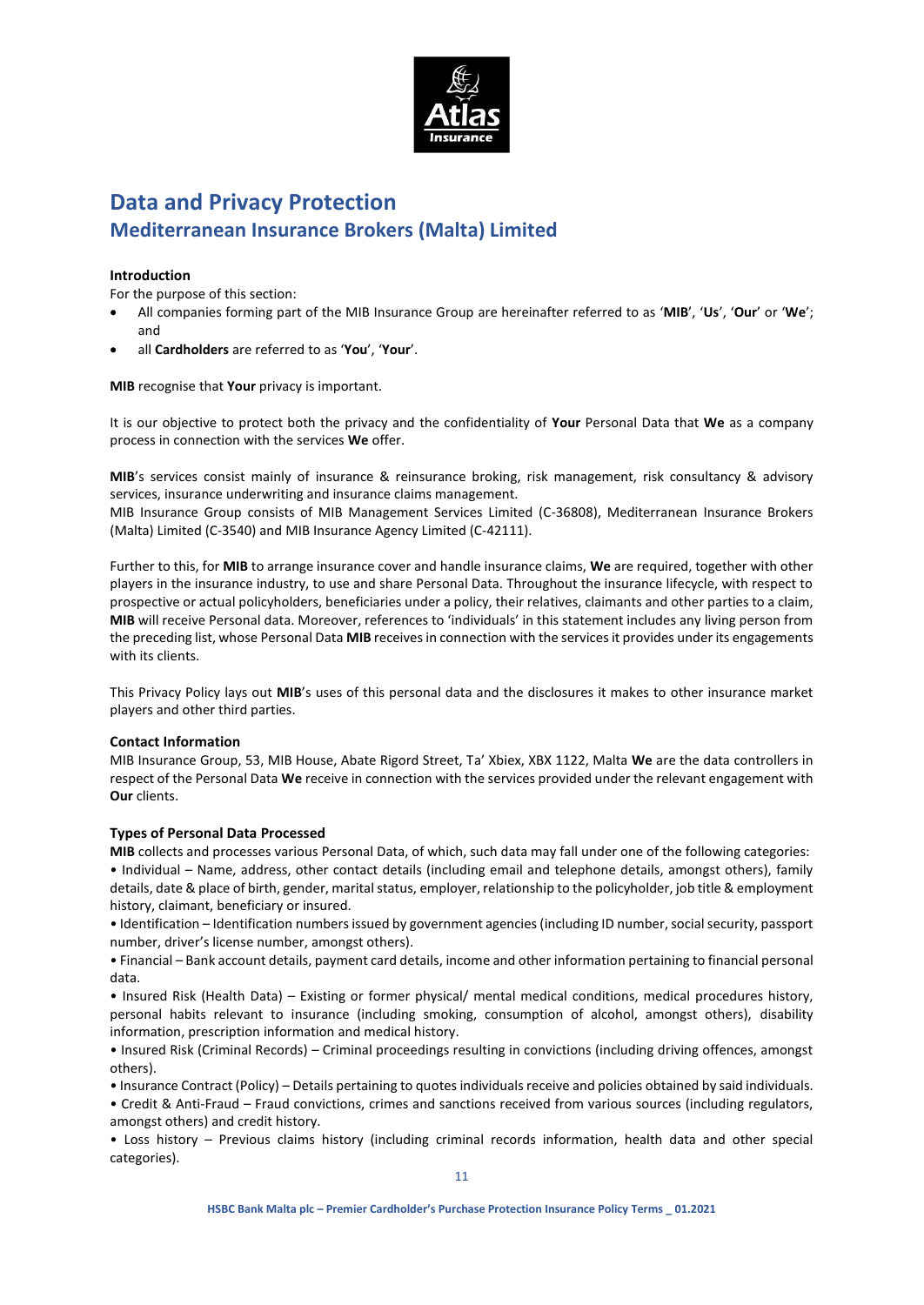# Data and Privacy Protection

## Mediterranean Insurance Brokers (Malta) Limited

**Introduction**

For the purpose of this section:

- All companies forming part of the MIB Insurance Group are hereinafter referred to as '**MIB**', '**Us**', '**Our**' or '**We**'; and
- all **Cardholders** are referred to as '**You**', '**Your**'.

**MIB** recognise that **Your** privacy is important.

It is our objective to protect both the privacy and the confidentiality of **Your** Personal Data that **We** as a company process in connection with the services **We** offer.

**MIB**'s services consist mainly of insurance & reinsurance broking, risk management, risk consultancy & advisory services, insurance underwriting and insurance claims management.

MIB Insurance Group consists of MIB Management Services Limited (C-36808), Mediterranean Insurance Brokers (Malta) Limited (C-3540) and MIB Insurance Agency Limited (C-42111).

Further to this, for **MIB** to arrange insurance cover and handle insurance claims, **We** are required, together with other players in the insurance industry, to use and share Personal Data. Throughout the insurance lifecycle, with respect to prospective or actual policyholders, beneficiaries under a policy, their relatives, claimants and other parties to a claim, **MIB** will receive Personal data. Moreover, references to 'individuals' in this statement includes any living person from the preceding list, whose Personal Data **MIB** receives in connection with the services it provides under its engagements with its clients.

This Privacy Policy lays out **MIB**'s uses of this personal data and the disclosures it makes to other insurance market players and other third parties.

**Contact Information**

MIB Insurance Group, 53, MIB House, Abate Rigord Street, Ta' Xbiex, XBX 1122, Malta **We** are the data controllers in respect of the Personal Data **We** receive in connection with the services provided under the relevant engagement with **Our** clients.

**Types of Personal Data Processed**

**MIB** collects and processes various Personal Data, of which, such data may fall under one of the following categories:

• Individual – Name, address, other contact details (including email and telephone details, amongst others), family details, date & place of birth, gender, marital status, employer, relationship to the policyholder, job title & employment history, claimant, beneficiary or insured.

• Identification – Identification numbers issued by government agencies (including ID number, social security, passport number, driver's license number, amongst others).

• Financial – Bank account details, payment card details, income and other information pertaining to financial personal data.

• Insured Risk (Health Data) – Existing or former physical/ mental medical conditions, medical procedures history, personal habits relevant to insurance (including smoking, consumption of alcohol, amongst others), disability information, prescription information and medical history.

• Insured Risk (Criminal Records) – Criminal proceedings resulting in convictions (including driving offences, amongst others).

• Insurance Contract (Policy) – Details pertaining to quotes individuals receive and policies obtained by said individuals.

• Credit & Anti-Fraud – Fraud convictions, crimes and sanctions received from various sources (including regulators, amongst others) and credit history.

• Loss history – Previous claims history (including criminal records information, health data and other special categories).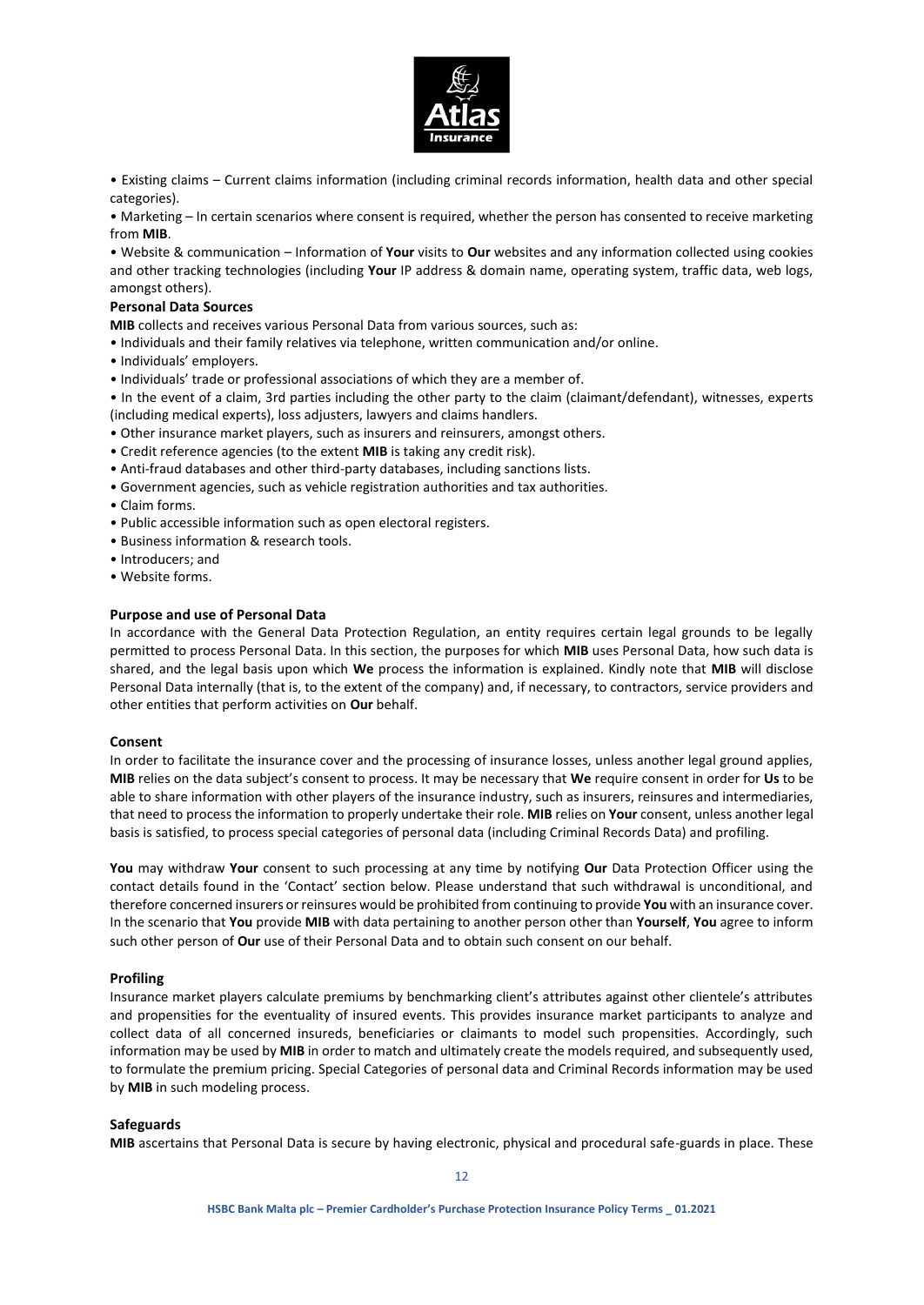• Existing claims – Current claims information (including criminal records information, health data and other special categories).

• Marketing – In certain scenarios where consent is required, whether the person has consented to receive marketing from **MIB**.

• Website & communication – Information of **Your** visits to **Our** websites and any information collected using cookies and other tracking technologies (including **Your** IP address & domain name, operating system, traffic data, web logs, amongst others).

**Personal Data Sources**

**MIB** collects and receives various Personal Data from various sources, such as:

• Individuals and their family relatives via telephone, written communication and/or online.
• Individuals' employers.
• Individuals' trade or professional associations of which they are a member of.
• In the event of a claim, 3rd parties including the other party to the claim (claimant/defendant), witnesses, experts (including medical experts), loss adjusters, lawyers and claims handlers.
• Other insurance market players, such as insurers and reinsurers, amongst others.
• Credit reference agencies (to the extent **MIB** is taking any credit risk).
• Anti-fraud databases and other third-party databases, including sanctions lists.
• Government agencies, such as vehicle registration authorities and tax authorities.
• Claim forms.
• Public accessible information such as open electoral registers.
• Business information & research tools.
• Introducers; and
• Website forms.

**Purpose and use of Personal Data**

In accordance with the General Data Protection Regulation, an entity requires certain legal grounds to be legally permitted to process Personal Data. In this section, the purposes for which **MIB** uses Personal Data, how such data is shared, and the legal basis upon which **We** process the information is explained. Kindly note that **MIB** will disclose Personal Data internally (that is, to the extent of the company) and, if necessary, to contractors, service providers and other entities that perform activities on **Our** behalf.

**Consent**

In order to facilitate the insurance cover and the processing of insurance losses, unless another legal ground applies, **MIB** relies on the data subject's consent to process. It may be necessary that **We** require consent in order for **Us** to be able to share information with other players of the insurance industry, such as insurers, reinsures and intermediaries, that need to process the information to properly undertake their role. **MIB** relies on **Your** consent, unless another legal basis is satisfied, to process special categories of personal data (including Criminal Records Data) and profiling.

**You** may withdraw **Your** consent to such processing at any time by notifying **Our** Data Protection Officer using the contact details found in the 'Contact' section below. Please understand that such withdrawal is unconditional, and therefore concerned insurers or reinsures would be prohibited from continuing to provide **You** with an insurance cover. In the scenario that **You** provide **MIB** with data pertaining to another person other than **Yourself**, **You** agree to inform such other person of **Our** use of their Personal Data and to obtain such consent on our behalf.

**Profiling**

Insurance market players calculate premiums by benchmarking client's attributes against other clientele's attributes and propensities for the eventuality of insured events. This provides insurance market participants to analyze and collect data of all concerned insureds, beneficiaries or claimants to model such propensities. Accordingly, such information may be used by **MIB** in order to match and ultimately create the models required, and subsequently used, to formulate the premium pricing. Special Categories of personal data and Criminal Records information may be used by **MIB** in such modeling process.

**Safeguards**

**MIB** ascertains that Personal Data is secure by having electronic, physical and procedural safe-guards in place. These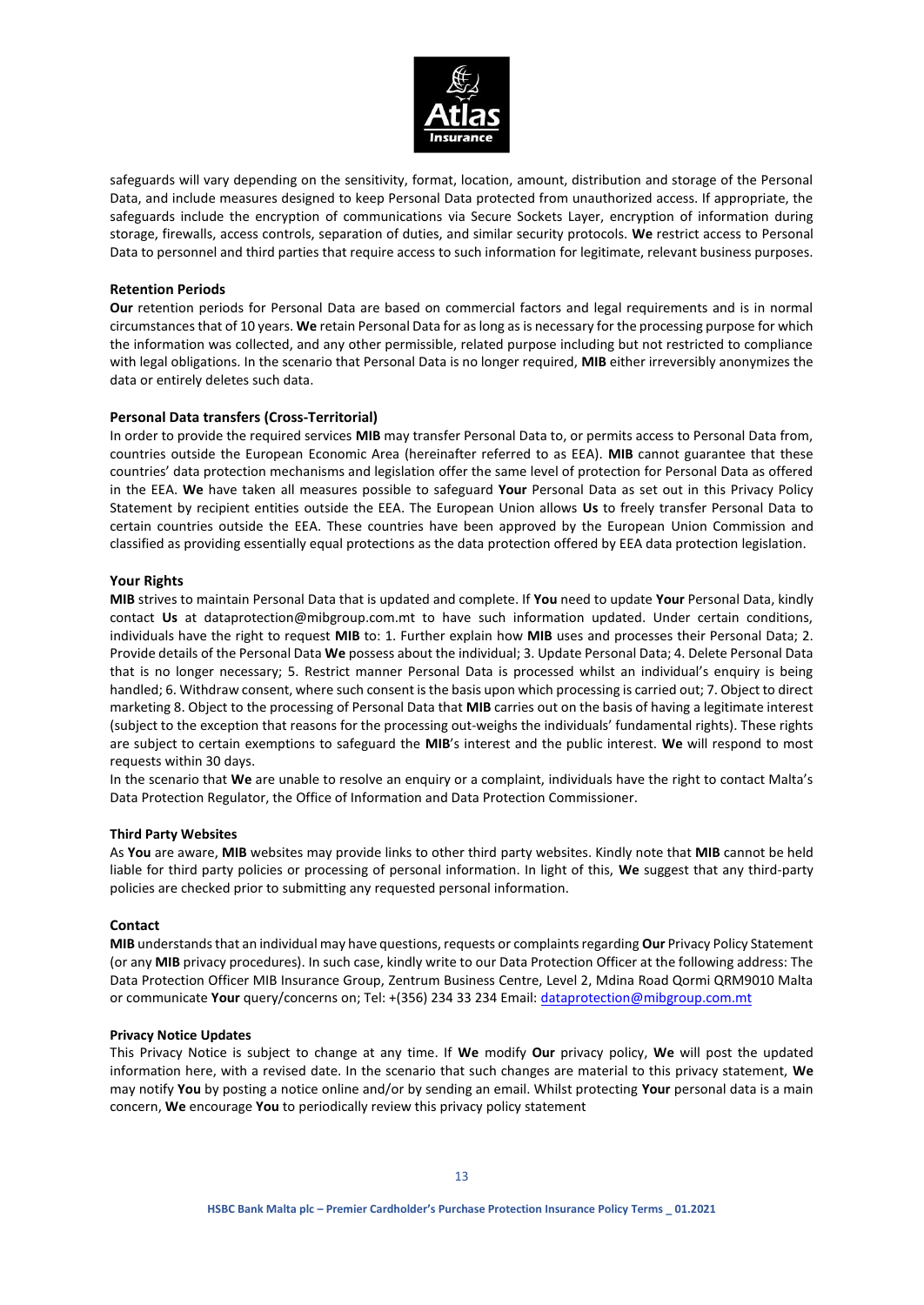safeguards will vary depending on the sensitivity, format, location, amount, distribution and storage of the Personal Data, and include measures designed to keep Personal Data protected from unauthorized access. If appropriate, the safeguards include the encryption of communications via Secure Sockets Layer, encryption of information during storage, firewalls, access controls, separation of duties, and similar security protocols. **We** restrict access to Personal Data to personnel and third parties that require access to such information for legitimate, relevant business purposes.

**Retention Periods**

**Our** retention periods for Personal Data are based on commercial factors and legal requirements and is in normal circumstances that of 10 years. **We** retain Personal Data for as long as is necessary for the processing purpose for which the information was collected, and any other permissible, related purpose including but not restricted to compliance with legal obligations. In the scenario that Personal Data is no longer required, **MIB** either irreversibly anonymizes the data or entirely deletes such data.

**Personal Data transfers (Cross-Territorial)**

In order to provide the required services **MIB** may transfer Personal Data to, or permits access to Personal Data from, countries outside the European Economic Area (hereinafter referred to as EEA). **MIB** cannot guarantee that these countries' data protection mechanisms and legislation offer the same level of protection for Personal Data as offered in the EEA. **We** have taken all measures possible to safeguard **Your** Personal Data as set out in this Privacy Policy Statement by recipient entities outside the EEA. The European Union allows **Us** to freely transfer Personal Data to certain countries outside the EEA. These countries have been approved by the European Union Commission and classified as providing essentially equal protections as the data protection offered by EEA data protection legislation.

**Your Rights**

**MIB** strives to maintain Personal Data that is updated and complete. If **You** need to update **Your** Personal Data, kindly contact **Us** at dataprotection@mibgroup.com.mt to have such information updated. Under certain conditions, individuals have the right to request **MIB** to: 1. Further explain how **MIB** uses and processes their Personal Data; 2. Provide details of the Personal Data **We** possess about the individual; 3. Update Personal Data; 4. Delete Personal Data that is no longer necessary; 5. Restrict manner Personal Data is processed whilst an individual's enquiry is being handled; 6. Withdraw consent, where such consent is the basis upon which processing is carried out; 7. Object to direct marketing 8. Object to the processing of Personal Data that **MIB** carries out on the basis of having a legitimate interest (subject to the exception that reasons for the processing out-weighs the individuals' fundamental rights). These rights are subject to certain exemptions to safeguard the **MIB**'s interest and the public interest. **We** will respond to most requests within 30 days.

In the scenario that **We** are unable to resolve an enquiry or a complaint, individuals have the right to contact Malta's Data Protection Regulator, the Office of Information and Data Protection Commissioner.

**Third Party Websites**

As **You** are aware, **MIB** websites may provide links to other third party websites. Kindly note that **MIB** cannot be held liable for third party policies or processing of personal information. In light of this, **We** suggest that any third-party policies are checked prior to submitting any requested personal information.

**Contact**

**MIB** understands that an individual may have questions, requests or complaints regarding **Our** Privacy Policy Statement (or any **MIB** privacy procedures). In such case, kindly write to our Data Protection Officer at the following address: The Data Protection Officer MIB Insurance Group, Zentrum Business Centre, Level 2, Mdina Road Qormi QRM9010 Malta or communicate **Your** query/concerns on; Tel: +(356) 234 33 234 Email: dataprotection@mibgroup.com.mt

**Privacy Notice Updates**

This Privacy Notice is subject to change at any time. If **We** modify **Our** privacy policy, **We** will post the updated information here, with a revised date. In the scenario that such changes are material to this privacy statement, **We** may notify **You** by posting a notice online and/or by sending an email. Whilst protecting **Your** personal data is a main concern, **We** encourage **You** to periodically review this privacy policy statement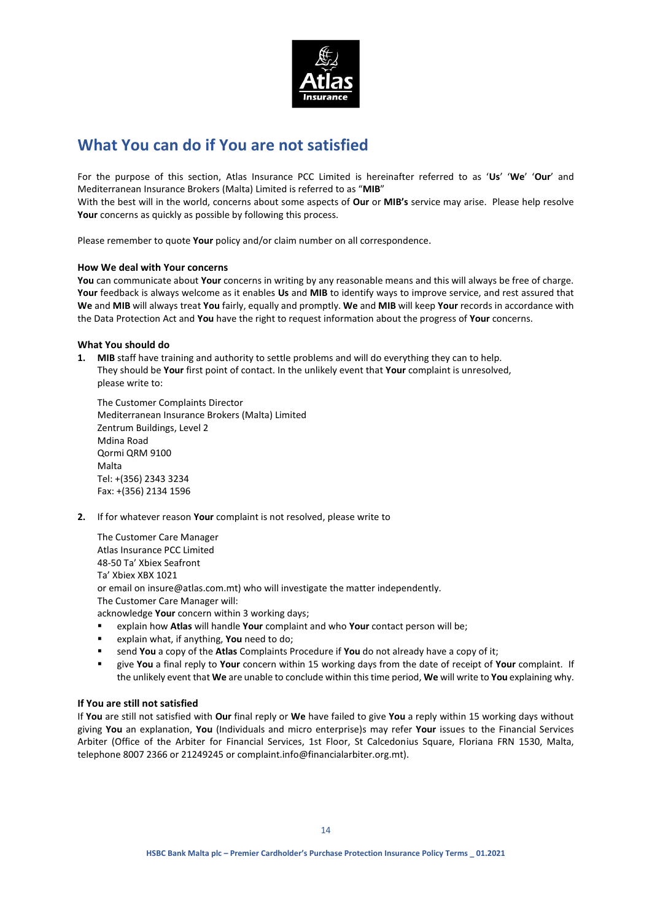## What You can do if You are not satisfied

For the purpose of this section, Atlas Insurance PCC Limited is hereinafter referred to as '**Us**' '**We**' '**Our**' and Mediterranean Insurance Brokers (Malta) Limited is referred to as "**MIB**"
With the best will in the world, concerns about some aspects of **Our** or **MIB's** service may arise. Please help resolve **Your** concerns as quickly as possible by following this process.

Please remember to quote **Your** policy and/or claim number on all correspondence.

**How We deal with Your concerns**

**You** can communicate about **Your** concerns in writing by any reasonable means and this will always be free of charge. **Your** feedback is always welcome as it enables **Us** and **MIB** to identify ways to improve service, and rest assured that **We** and **MIB** will always treat **You** fairly, equally and promptly. **We** and **MIB** will keep **Your** records in accordance with the Data Protection Act and **You** have the right to request information about the progress of **Your** concerns.

**What You should do**

1. **MIB** staff have training and authority to settle problems and will do everything they can to help. They should be **Your** first point of contact. In the unlikely event that **Your** complaint is unresolved, please write to:

   The Customer Complaints Director
   Mediterranean Insurance Brokers (Malta) Limited
   Zentrum Buildings, Level 2
   Mdina Road
   Qormi QRM 9100
   Malta
   Tel: +(356) 2343 3234
   Fax: +(356) 2134 1596

2. If for whatever reason **Your** complaint is not resolved, please write to

   The Customer Care Manager
   Atlas Insurance PCC Limited
   48-50 Ta' Xbiex Seafront
   Ta' Xbiex XBX 1021
   or email on insure@atlas.com.mt) who will investigate the matter independently.
   The Customer Care Manager will:
   acknowledge **Your** concern within 3 working days;
   - explain how **Atlas** will handle **Your** complaint and who **Your** contact person will be;
   - explain what, if anything, **You** need to do;
   - send **You** a copy of the **Atlas** Complaints Procedure if **You** do not already have a copy of it;
   - give **You** a final reply to **Your** concern within 15 working days from the date of receipt of **Your** complaint. If the unlikely event that **We** are unable to conclude within this time period, **We** will write to **You** explaining why.

**If You are still not satisfied**

If **You** are still not satisfied with **Our** final reply or **We** have failed to give **You** a reply within 15 working days without giving **You** an explanation, **You** (Individuals and micro enterprise)s may refer **Your** issues to the Financial Services Arbiter (Office of the Arbiter for Financial Services, 1st Floor, St Calcedonius Square, Floriana FRN 1530, Malta, telephone 8007 2366 or 21249245 or complaint.info@financialarbiter.org.mt).